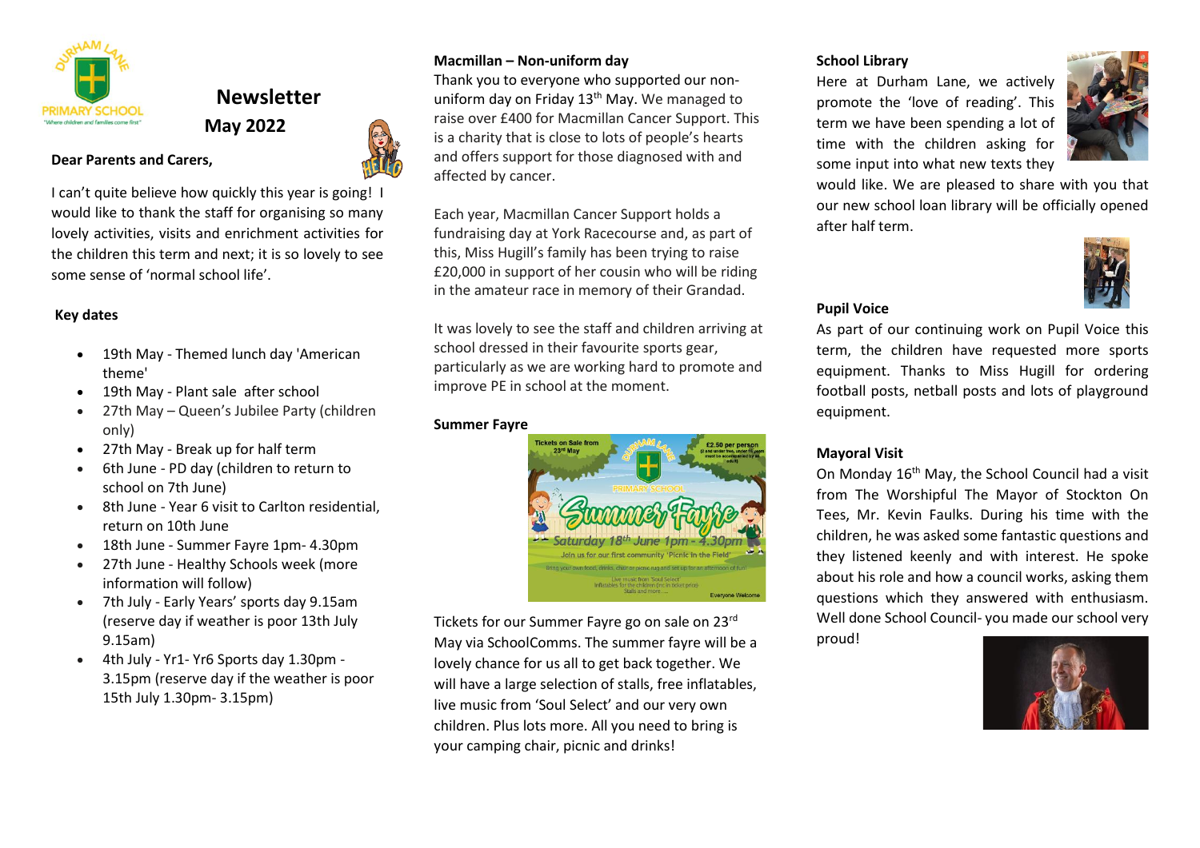# Newsletter

## May 2022

**Dear Parents and Carers,**

I can't quite believe how quickly this year is going! I would like to thank the staff for organising so many lovely activities, visits and enrichment activities for the children this term and next; it is so lovely to see some sense of 'normal school life'.

**Key dates**

- 19th May - Themed lunch day 'American theme'
- 19th May - Plant sale after school
- 27th May – Queen's Jubilee Party (children only)
- 27th May - Break up for half term
- 6th June - PD day (children to return to school on 7th June)
- 8th June - Year 6 visit to Carlton residential, return on 10th June
- 18th June - Summer Fayre 1pm- 4.30pm
- 27th June - Healthy Schools week (more information will follow)
- 7th July - Early Years' sports day 9.15am (reserve day if weather is poor 13th July 9.15am)
- 4th July - Yr1- Yr6 Sports day 1.30pm - 3.15pm (reserve day if the weather is poor 15th July 1.30pm- 3.15pm)

**Macmillan – Non-uniform day**

Thank you to everyone who supported our non-uniform day on Friday 13th May. We managed to raise over £400 for Macmillan Cancer Support. This is a charity that is close to lots of people's hearts and offers support for those diagnosed with and affected by cancer.

Each year, Macmillan Cancer Support holds a fundraising day at York Racecourse and, as part of this, Miss Hugill's family has been trying to raise £20,000 in support of her cousin who will be riding in the amateur race in memory of their Grandad.

It was lovely to see the staff and children arriving at school dressed in their favourite sports gear, particularly as we are working hard to promote and improve PE in school at the moment.

**Summer Fayre**

Tickets for our Summer Fayre go on sale on 23rd May via SchoolComms. The summer fayre will be a lovely chance for us all to get back together. We will have a large selection of stalls, free inflatables, live music from 'Soul Select' and our very own children. Plus lots more. All you need to bring is your camping chair, picnic and drinks!

**School Library**

Here at Durham Lane, we actively promote the 'love of reading'. This term we have been spending a lot of time with the children asking for some input into what new texts they would like. We are pleased to share with you that our new school loan library will be officially opened after half term.

**Pupil Voice**

As part of our continuing work on Pupil Voice this term, the children have requested more sports equipment. Thanks to Miss Hugill for ordering football posts, netball posts and lots of playground equipment.

**Mayoral Visit**

On Monday 16th May, the School Council had a visit from The Worshipful The Mayor of Stockton On Tees, Mr. Kevin Faulks. During his time with the children, he was asked some fantastic questions and they listened keenly and with interest. He spoke about his role and how a council works, asking them questions which they answered with enthusiasm. Well done School Council- you made our school very proud!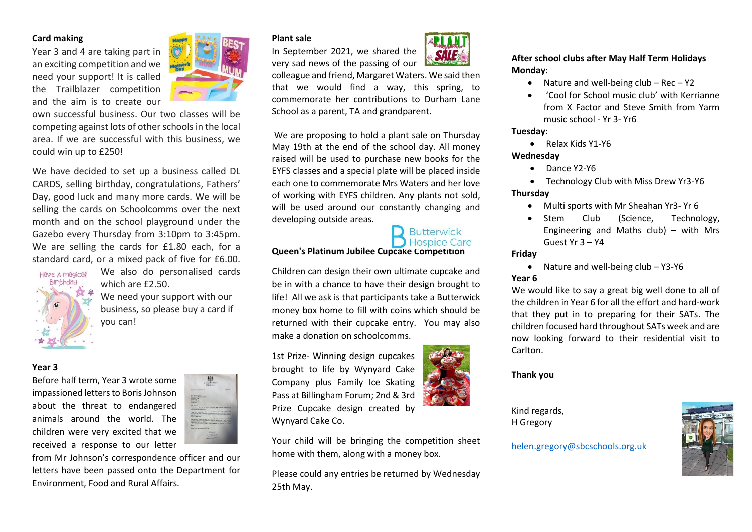### Card making

Year 3 and 4 are taking part in an exciting competition and we need your support! It is called the Trailblazer competition and the aim is to create our own successful business. Our two classes will be competing against lots of other schools in the local area. If we are successful with this business, we could win up to £250!

We have decided to set up a business called DL CARDS, selling birthday, congratulations, Fathers' Day, good luck and many more cards. We will be selling the cards on Schoolcomms over the next month and on the school playground under the Gazebo every Thursday from 3:10pm to 3:45pm. We are selling the cards for £1.80 each, for a standard card, or a mixed pack of five for £6.00. We also do personalised cards which are £2.50.

We need your support with our business, so please buy a card if you can!

### Year 3

Before half term, Year 3 wrote some impassioned letters to Boris Johnson about the threat to endangered animals around the world. The children were very excited that we received a response to our letter from Mr Johnson's correspondence officer and our letters have been passed onto the Department for Environment, Food and Rural Affairs.

### Plant sale

In September 2021, we shared the very sad news of the passing of our colleague and friend, Margaret Waters. We said then that we would find a way, this spring, to commemorate her contributions to Durham Lane School as a parent, TA and grandparent.

We are proposing to hold a plant sale on Thursday May 19th at the end of the school day. All money raised will be used to purchase new books for the EYFS classes and a special plate will be placed inside each one to commemorate Mrs Waters and her love of working with EYFS children. Any plants not sold, will be used around our constantly changing and developing outside areas.

### Queen's Platinum Jubilee Cupcake Competition

Children can design their own ultimate cupcake and be in with a chance to have their design brought to life! All we ask is that participants take a Butterwick money box home to fill with coins which should be returned with their cupcake entry. You may also make a donation on schoolcomms.

1st Prize- Winning design cupcakes brought to life by Wynyard Cake Company plus Family Ice Skating Pass at Billingham Forum; 2nd & 3rd Prize Cupcake design created by Wynyard Cake Co.

Your child will be bringing the competition sheet home with them, along with a money box.

Please could any entries be returned by Wednesday 25th May.

### After school clubs after May Half Term Holidays

**Monday**:

- Nature and well-being club – Rec – Y2
- 'Cool for School music club' with Kerrianne from X Factor and Steve Smith from Yarm music school - Yr 3- Yr6

**Tuesday**:

- Relax Kids Y1-Y6

**Wednesday**

- Dance Y2-Y6
- Technology Club with Miss Drew Yr3-Y6

**Thursday**

- Multi sports with Mr Sheahan Yr3- Yr 6
- Stem Club (Science, Technology, Engineering and Maths club) – with Mrs Guest Yr 3 – Y4

**Friday**

- Nature and well-being club – Y3-Y6

### Year 6

We would like to say a great big well done to all of the children in Year 6 for all the effort and hard-work that they put in to preparing for their SATs. The children focused hard throughout SATs week and are now looking forward to their residential visit to Carlton.

**Thank you**

Kind regards,
H Gregory

helen.gregory@sbcschools.org.uk